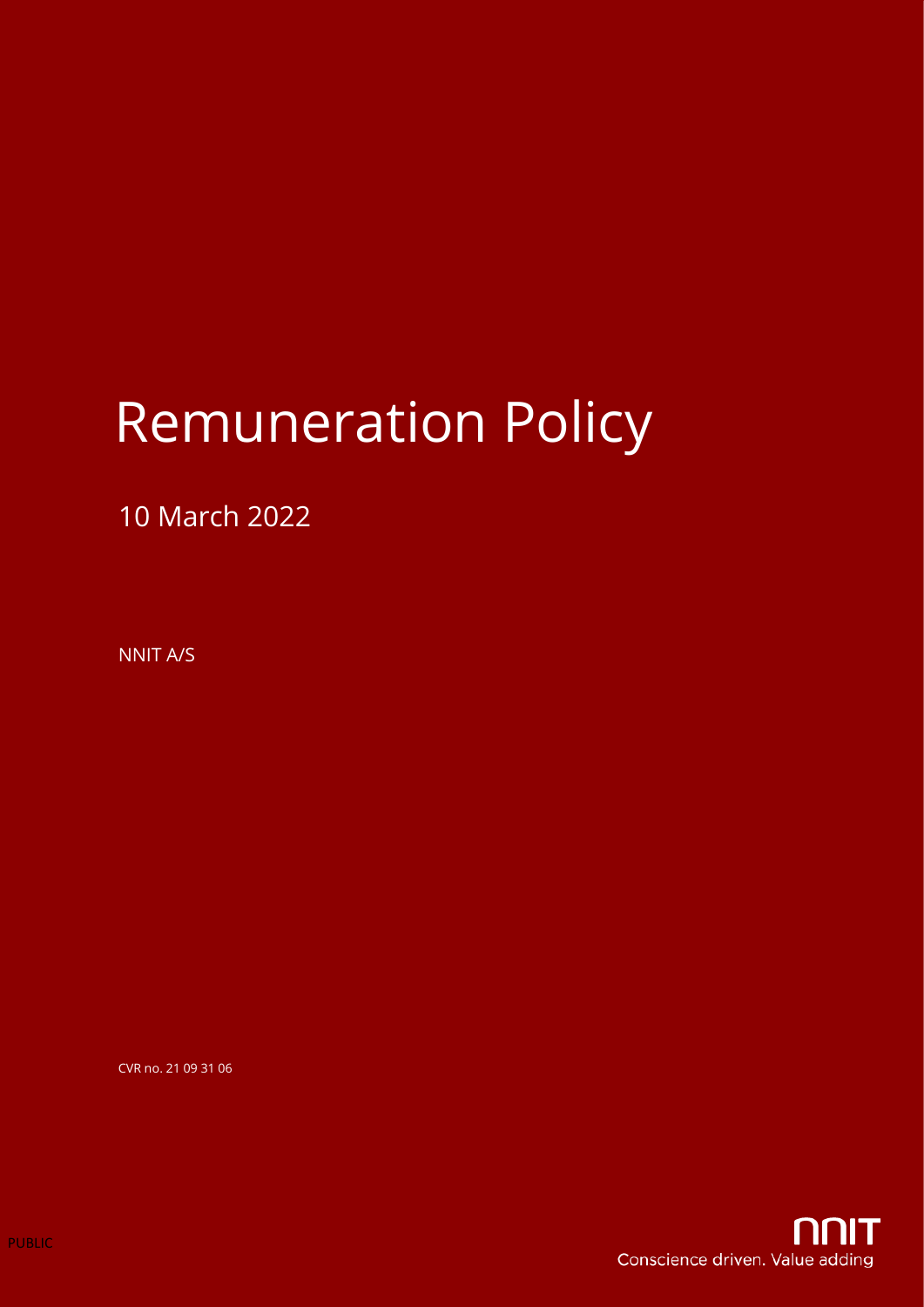# Remuneration Policy

10 March 2022

NNIT A/S

CVR no. 21 09 31 06

PUBLIC

NNIT
Conscience driven. Value adding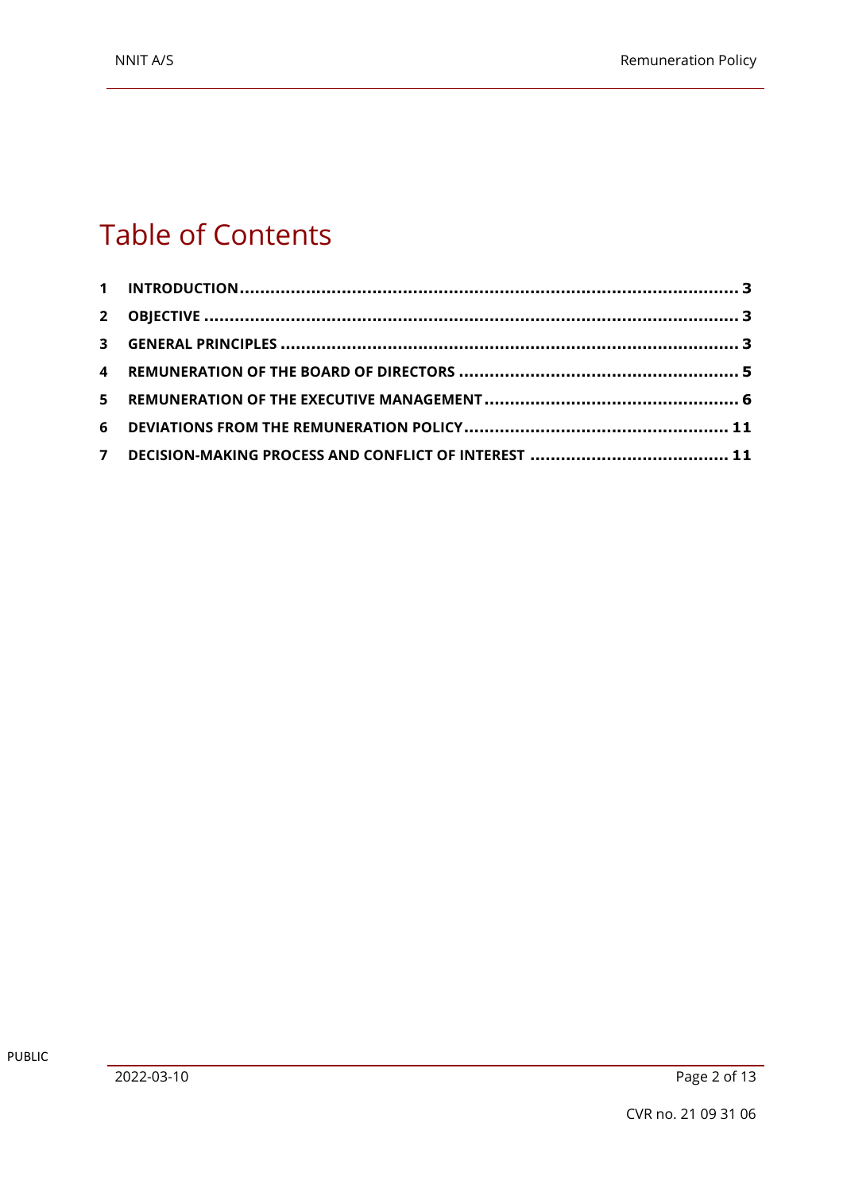# Table of Contents

| | | |
|---|---|---|
| 1 | INTRODUCTION | 3 |
| 2 | OBJECTIVE | 3 |
| 3 | GENERAL PRINCIPLES | 3 |
| 4 | REMUNERATION OF THE BOARD OF DIRECTORS | 5 |
| 5 | REMUNERATION OF THE EXECUTIVE MANAGEMENT | 6 |
| 6 | DEVIATIONS FROM THE REMUNERATION POLICY | 11 |
| 7 | DECISION-MAKING PROCESS AND CONFLICT OF INTEREST | 11 |

PUBLIC

2022-03-10

CVR no. 21 09 31 06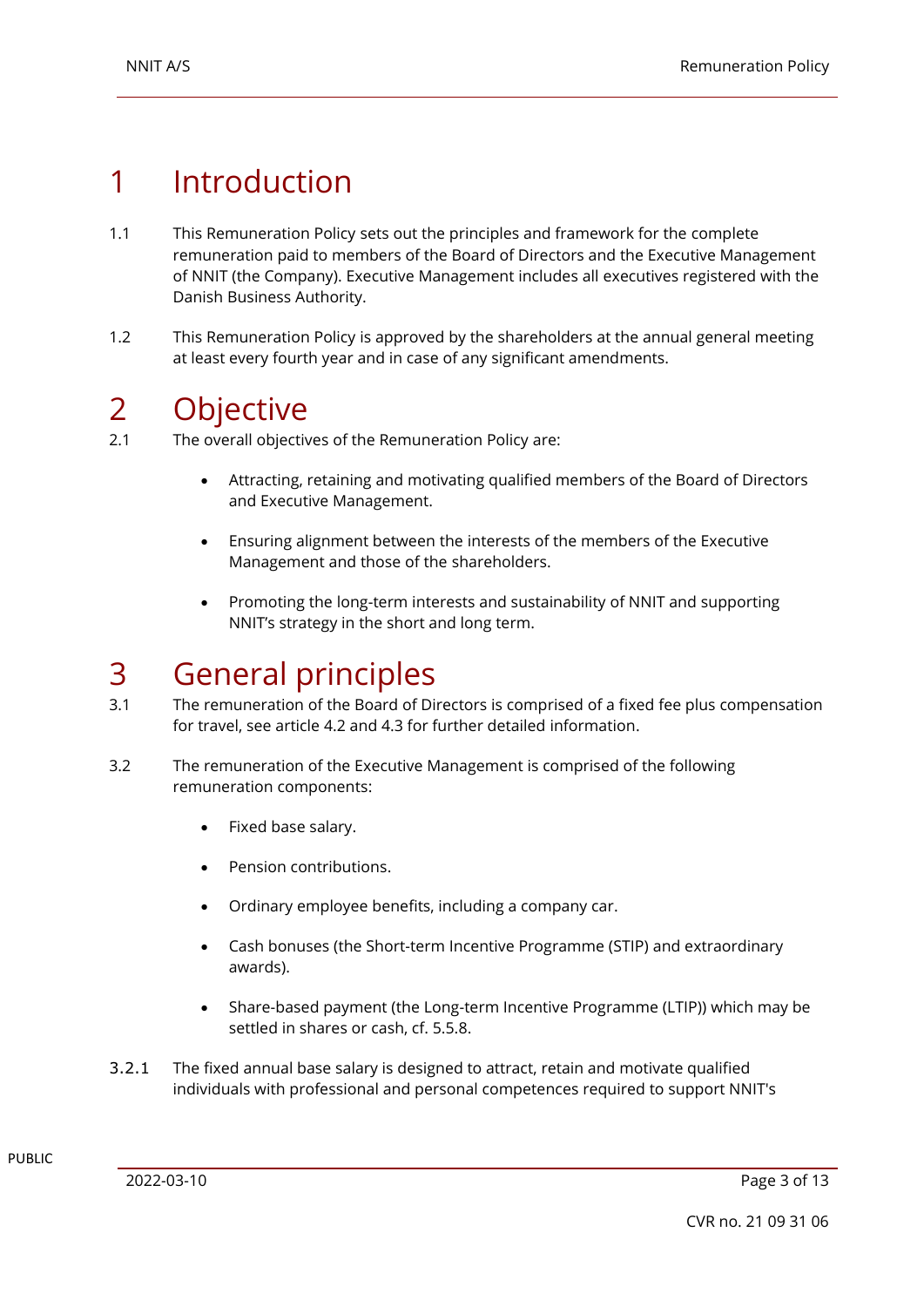# 1 Introduction

1.1 This Remuneration Policy sets out the principles and framework for the complete remuneration paid to members of the Board of Directors and the Executive Management of NNIT (the Company). Executive Management includes all executives registered with the Danish Business Authority.

1.2 This Remuneration Policy is approved by the shareholders at the annual general meeting at least every fourth year and in case of any significant amendments.

# 2 Objective

2.1 The overall objectives of the Remuneration Policy are:

- Attracting, retaining and motivating qualified members of the Board of Directors and Executive Management.
- Ensuring alignment between the interests of the members of the Executive Management and those of the shareholders.
- Promoting the long-term interests and sustainability of NNIT and supporting NNIT's strategy in the short and long term.

# 3 General principles

3.1 The remuneration of the Board of Directors is comprised of a fixed fee plus compensation for travel, see article 4.2 and 4.3 for further detailed information.

3.2 The remuneration of the Executive Management is comprised of the following remuneration components:

- Fixed base salary.
- Pension contributions.
- Ordinary employee benefits, including a company car.
- Cash bonuses (the Short-term Incentive Programme (STIP) and extraordinary awards).
- Share-based payment (the Long-term Incentive Programme (LTIP)) which may be settled in shares or cash, cf. 5.5.8.

3.2.1 The fixed annual base salary is designed to attract, retain and motivate qualified individuals with professional and personal competences required to support NNIT's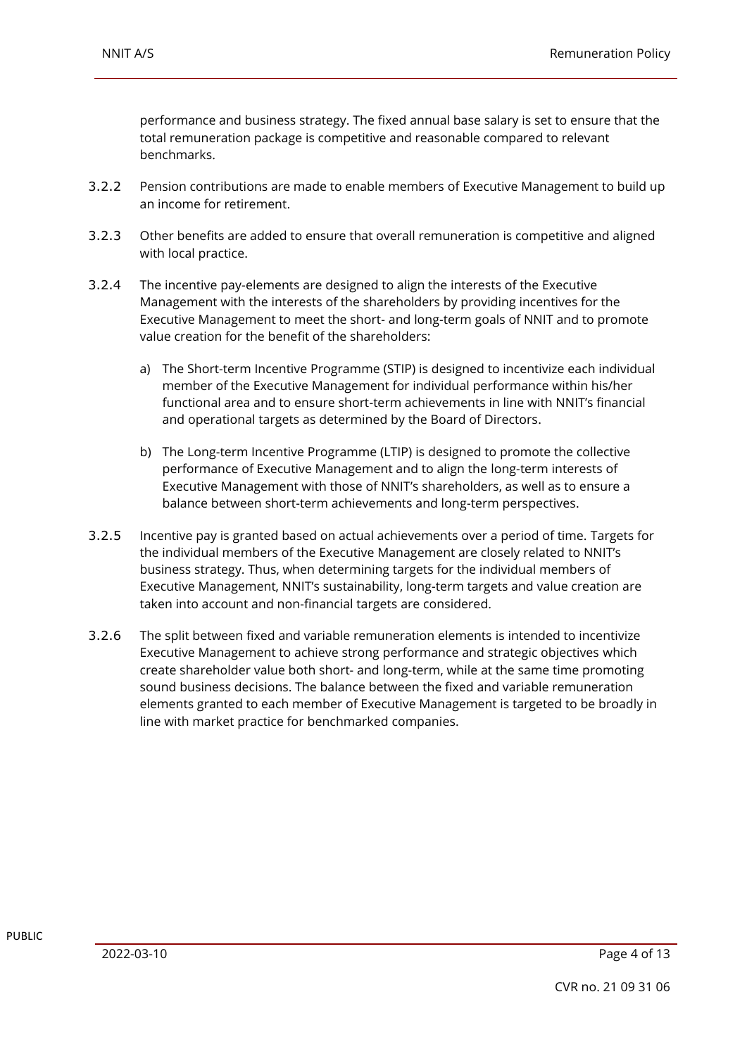performance and business strategy. The fixed annual base salary is set to ensure that the total remuneration package is competitive and reasonable compared to relevant benchmarks.

3.2.2 Pension contributions are made to enable members of Executive Management to build up an income for retirement.

3.2.3 Other benefits are added to ensure that overall remuneration is competitive and aligned with local practice.

3.2.4 The incentive pay-elements are designed to align the interests of the Executive Management with the interests of the shareholders by providing incentives for the Executive Management to meet the short- and long-term goals of NNIT and to promote value creation for the benefit of the shareholders:

a) The Short-term Incentive Programme (STIP) is designed to incentivize each individual member of the Executive Management for individual performance within his/her functional area and to ensure short-term achievements in line with NNIT's financial and operational targets as determined by the Board of Directors.

b) The Long-term Incentive Programme (LTIP) is designed to promote the collective performance of Executive Management and to align the long-term interests of Executive Management with those of NNIT's shareholders, as well as to ensure a balance between short-term achievements and long-term perspectives.

3.2.5 Incentive pay is granted based on actual achievements over a period of time. Targets for the individual members of the Executive Management are closely related to NNIT's business strategy. Thus, when determining targets for the individual members of Executive Management, NNIT's sustainability, long-term targets and value creation are taken into account and non-financial targets are considered.

3.2.6 The split between fixed and variable remuneration elements is intended to incentivize Executive Management to achieve strong performance and strategic objectives which create shareholder value both short- and long-term, while at the same time promoting sound business decisions. The balance between the fixed and variable remuneration elements granted to each member of Executive Management is targeted to be broadly in line with market practice for benchmarked companies.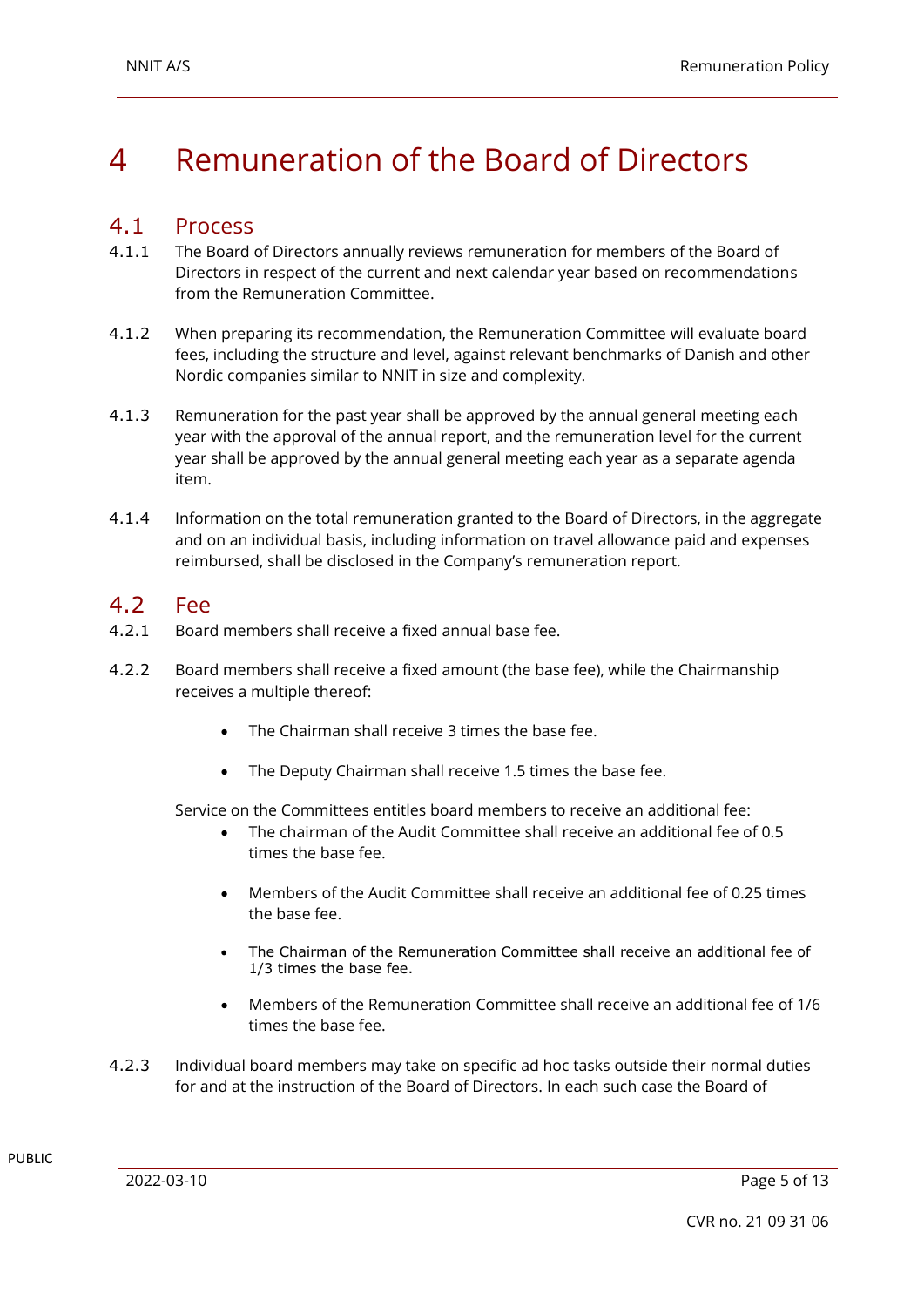# 4 Remuneration of the Board of Directors

## 4.1 Process

4.1.1 The Board of Directors annually reviews remuneration for members of the Board of Directors in respect of the current and next calendar year based on recommendations from the Remuneration Committee.

4.1.2 When preparing its recommendation, the Remuneration Committee will evaluate board fees, including the structure and level, against relevant benchmarks of Danish and other Nordic companies similar to NNIT in size and complexity.

4.1.3 Remuneration for the past year shall be approved by the annual general meeting each year with the approval of the annual report, and the remuneration level for the current year shall be approved by the annual general meeting each year as a separate agenda item.

4.1.4 Information on the total remuneration granted to the Board of Directors, in the aggregate and on an individual basis, including information on travel allowance paid and expenses reimbursed, shall be disclosed in the Company's remuneration report.

## 4.2 Fee

4.2.1 Board members shall receive a fixed annual base fee.

4.2.2 Board members shall receive a fixed amount (the base fee), while the Chairmanship receives a multiple thereof:

- The Chairman shall receive 3 times the base fee.
- The Deputy Chairman shall receive 1.5 times the base fee.

Service on the Committees entitles board members to receive an additional fee:

- The chairman of the Audit Committee shall receive an additional fee of 0.5 times the base fee.
- Members of the Audit Committee shall receive an additional fee of 0.25 times the base fee.
- The Chairman of the Remuneration Committee shall receive an additional fee of 1/3 times the base fee.
- Members of the Remuneration Committee shall receive an additional fee of 1/6 times the base fee.

4.2.3 Individual board members may take on specific ad hoc tasks outside their normal duties for and at the instruction of the Board of Directors. In each such case the Board of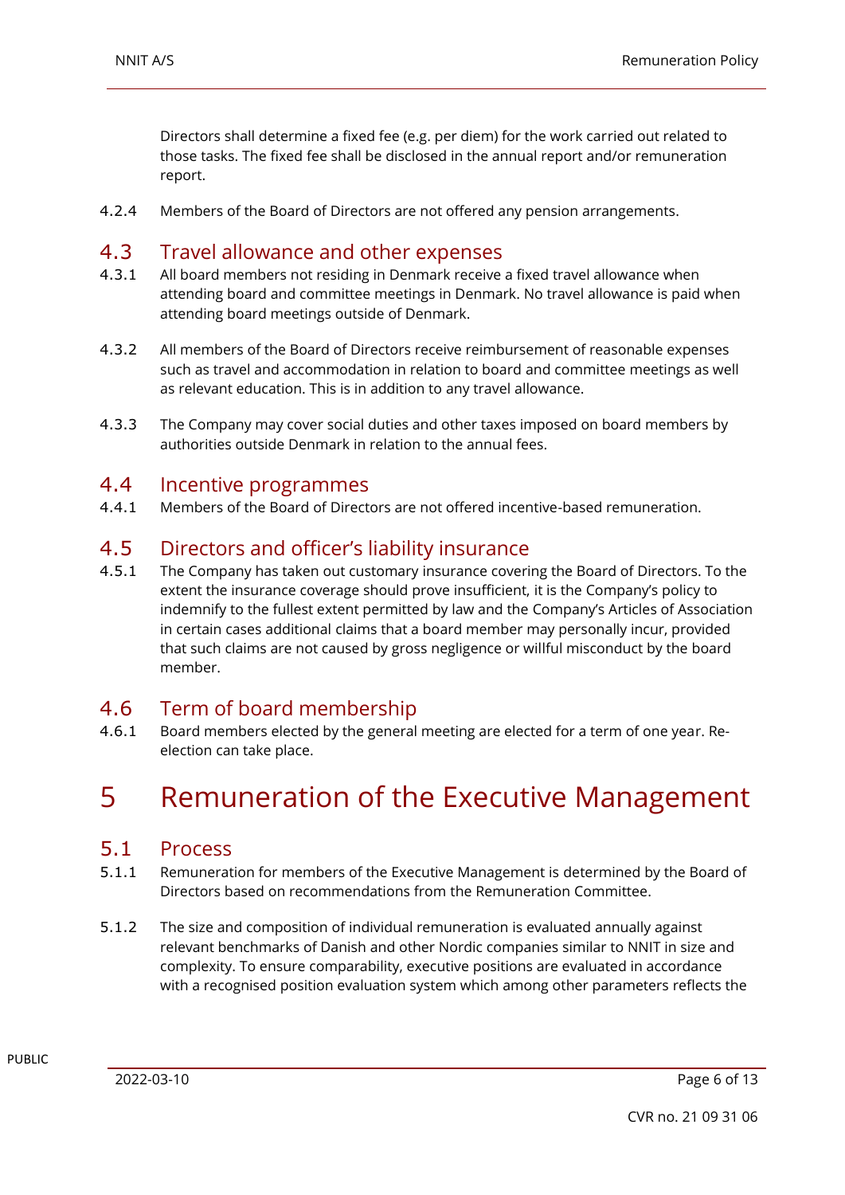Directors shall determine a fixed fee (e.g. per diem) for the work carried out related to those tasks. The fixed fee shall be disclosed in the annual report and/or remuneration report.

4.2.4 Members of the Board of Directors are not offered any pension arrangements.

## 4.3 Travel allowance and other expenses

4.3.1 All board members not residing in Denmark receive a fixed travel allowance when attending board and committee meetings in Denmark. No travel allowance is paid when attending board meetings outside of Denmark.

4.3.2 All members of the Board of Directors receive reimbursement of reasonable expenses such as travel and accommodation in relation to board and committee meetings as well as relevant education. This is in addition to any travel allowance.

4.3.3 The Company may cover social duties and other taxes imposed on board members by authorities outside Denmark in relation to the annual fees.

## 4.4 Incentive programmes

4.4.1 Members of the Board of Directors are not offered incentive-based remuneration.

## 4.5 Directors and officer's liability insurance

4.5.1 The Company has taken out customary insurance covering the Board of Directors. To the extent the insurance coverage should prove insufficient, it is the Company's policy to indemnify to the fullest extent permitted by law and the Company's Articles of Association in certain cases additional claims that a board member may personally incur, provided that such claims are not caused by gross negligence or willful misconduct by the board member.

## 4.6 Term of board membership

4.6.1 Board members elected by the general meeting are elected for a term of one year. Re-election can take place.

# 5 Remuneration of the Executive Management

## 5.1 Process

5.1.1 Remuneration for members of the Executive Management is determined by the Board of Directors based on recommendations from the Remuneration Committee.

5.1.2 The size and composition of individual remuneration is evaluated annually against relevant benchmarks of Danish and other Nordic companies similar to NNIT in size and complexity. To ensure comparability, executive positions are evaluated in accordance with a recognised position evaluation system which among other parameters reflects the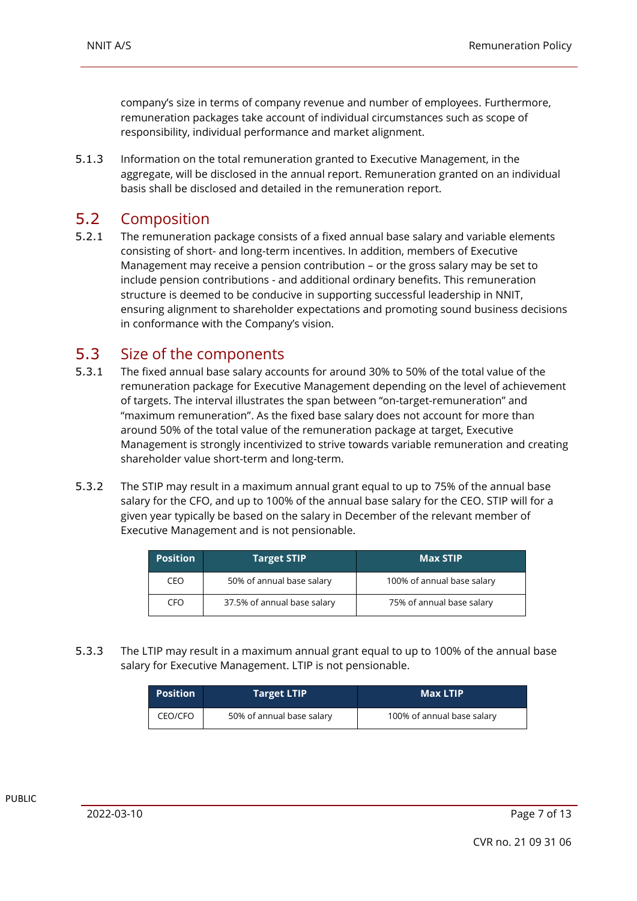company's size in terms of company revenue and number of employees. Furthermore, remuneration packages take account of individual circumstances such as scope of responsibility, individual performance and market alignment.

5.1.3 Information on the total remuneration granted to Executive Management, in the aggregate, will be disclosed in the annual report. Remuneration granted on an individual basis shall be disclosed and detailed in the remuneration report.

## 5.2 Composition

5.2.1 The remuneration package consists of a fixed annual base salary and variable elements consisting of short- and long-term incentives. In addition, members of Executive Management may receive a pension contribution – or the gross salary may be set to include pension contributions - and additional ordinary benefits. This remuneration structure is deemed to be conducive in supporting successful leadership in NNIT, ensuring alignment to shareholder expectations and promoting sound business decisions in conformance with the Company's vision.

## 5.3 Size of the components

5.3.1 The fixed annual base salary accounts for around 30% to 50% of the total value of the remuneration package for Executive Management depending on the level of achievement of targets. The interval illustrates the span between "on-target-remuneration" and "maximum remuneration". As the fixed base salary does not account for more than around 50% of the total value of the remuneration package at target, Executive Management is strongly incentivized to strive towards variable remuneration and creating shareholder value short-term and long-term.

5.3.2 The STIP may result in a maximum annual grant equal to up to 75% of the annual base salary for the CFO, and up to 100% of the annual base salary for the CEO. STIP will for a given year typically be based on the salary in December of the relevant member of Executive Management and is not pensionable.

| Position | Target STIP | Max STIP |
|---|---|---|
| CEO | 50% of annual base salary | 100% of annual base salary |
| CFO | 37.5% of annual base salary | 75% of annual base salary |

5.3.3 The LTIP may result in a maximum annual grant equal to up to 100% of the annual base salary for Executive Management. LTIP is not pensionable.

| Position | Target LTIP | Max LTIP |
|---|---|---|
| CEO/CFO | 50% of annual base salary | 100% of annual base salary |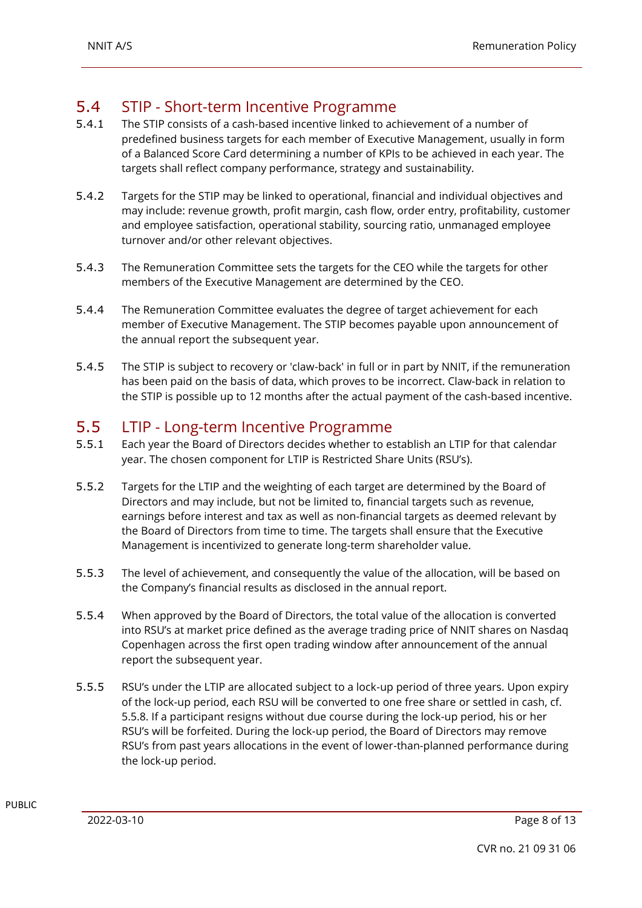## 5.4 STIP - Short-term Incentive Programme

5.4.1 The STIP consists of a cash-based incentive linked to achievement of a number of predefined business targets for each member of Executive Management, usually in form of a Balanced Score Card determining a number of KPIs to be achieved in each year. The targets shall reflect company performance, strategy and sustainability.

5.4.2 Targets for the STIP may be linked to operational, financial and individual objectives and may include: revenue growth, profit margin, cash flow, order entry, profitability, customer and employee satisfaction, operational stability, sourcing ratio, unmanaged employee turnover and/or other relevant objectives.

5.4.3 The Remuneration Committee sets the targets for the CEO while the targets for other members of the Executive Management are determined by the CEO.

5.4.4 The Remuneration Committee evaluates the degree of target achievement for each member of Executive Management. The STIP becomes payable upon announcement of the annual report the subsequent year.

5.4.5 The STIP is subject to recovery or 'claw-back' in full or in part by NNIT, if the remuneration has been paid on the basis of data, which proves to be incorrect. Claw-back in relation to the STIP is possible up to 12 months after the actual payment of the cash-based incentive.

## 5.5 LTIP - Long-term Incentive Programme

5.5.1 Each year the Board of Directors decides whether to establish an LTIP for that calendar year. The chosen component for LTIP is Restricted Share Units (RSU's).

5.5.2 Targets for the LTIP and the weighting of each target are determined by the Board of Directors and may include, but not be limited to, financial targets such as revenue, earnings before interest and tax as well as non-financial targets as deemed relevant by the Board of Directors from time to time. The targets shall ensure that the Executive Management is incentivized to generate long-term shareholder value.

5.5.3 The level of achievement, and consequently the value of the allocation, will be based on the Company's financial results as disclosed in the annual report.

5.5.4 When approved by the Board of Directors, the total value of the allocation is converted into RSU's at market price defined as the average trading price of NNIT shares on Nasdaq Copenhagen across the first open trading window after announcement of the annual report the subsequent year.

5.5.5 RSU's under the LTIP are allocated subject to a lock-up period of three years. Upon expiry of the lock-up period, each RSU will be converted to one free share or settled in cash, cf. 5.5.8. If a participant resigns without due course during the lock-up period, his or her RSU's will be forfeited. During the lock-up period, the Board of Directors may remove RSU's from past years allocations in the event of lower-than-planned performance during the lock-up period.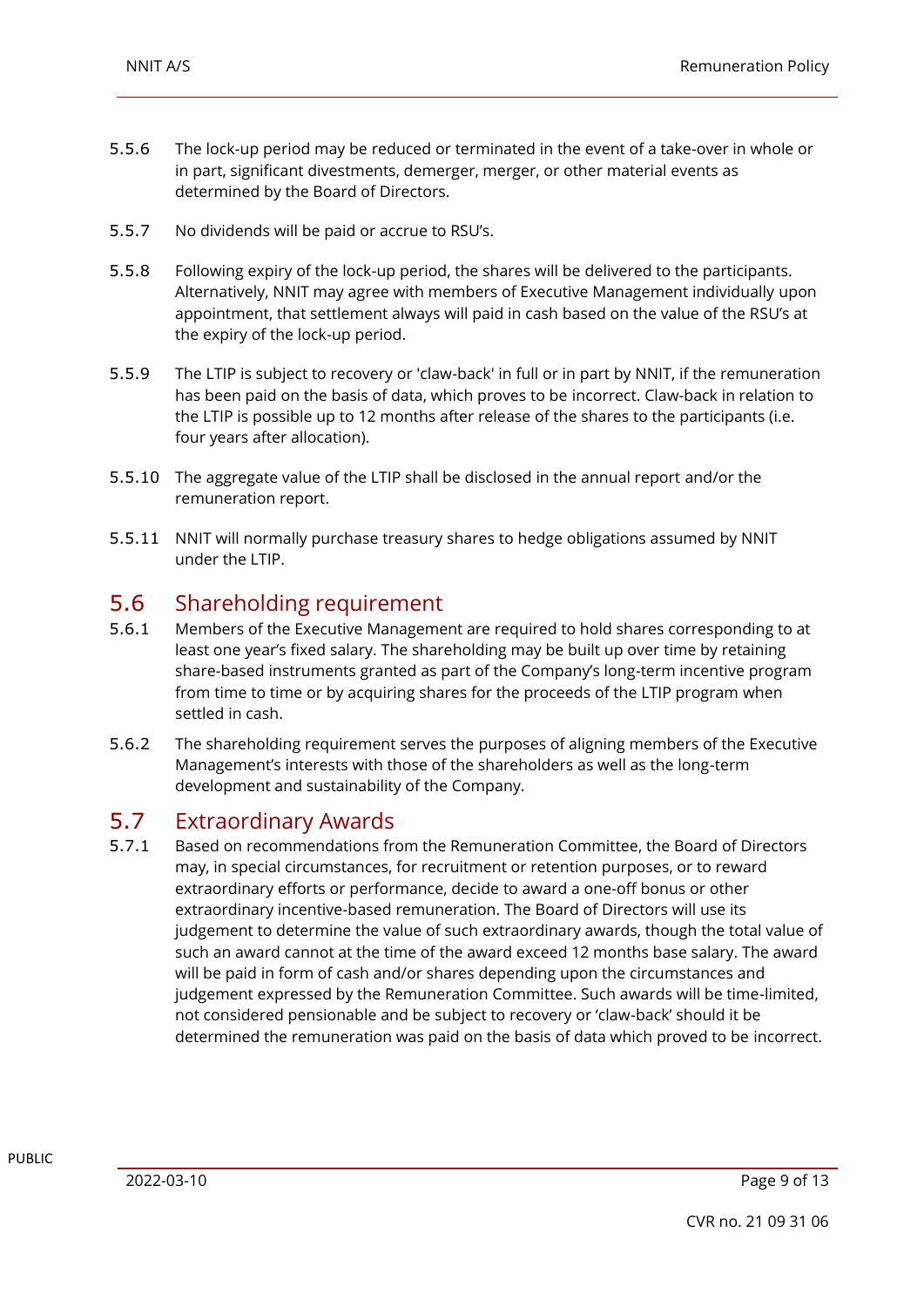5.5.6 The lock-up period may be reduced or terminated in the event of a take-over in whole or in part, significant divestments, demerger, merger, or other material events as determined by the Board of Directors.

5.5.7 No dividends will be paid or accrue to RSU's.

5.5.8 Following expiry of the lock-up period, the shares will be delivered to the participants. Alternatively, NNIT may agree with members of Executive Management individually upon appointment, that settlement always will paid in cash based on the value of the RSU's at the expiry of the lock-up period.

5.5.9 The LTIP is subject to recovery or 'claw-back' in full or in part by NNIT, if the remuneration has been paid on the basis of data, which proves to be incorrect. Claw-back in relation to the LTIP is possible up to 12 months after release of the shares to the participants (i.e. four years after allocation).

5.5.10 The aggregate value of the LTIP shall be disclosed in the annual report and/or the remuneration report.

5.5.11 NNIT will normally purchase treasury shares to hedge obligations assumed by NNIT under the LTIP.

## 5.6 Shareholding requirement

5.6.1 Members of the Executive Management are required to hold shares corresponding to at least one year's fixed salary. The shareholding may be built up over time by retaining share-based instruments granted as part of the Company's long-term incentive program from time to time or by acquiring shares for the proceeds of the LTIP program when settled in cash.

5.6.2 The shareholding requirement serves the purposes of aligning members of the Executive Management's interests with those of the shareholders as well as the long-term development and sustainability of the Company.

## 5.7 Extraordinary Awards

5.7.1 Based on recommendations from the Remuneration Committee, the Board of Directors may, in special circumstances, for recruitment or retention purposes, or to reward extraordinary efforts or performance, decide to award a one-off bonus or other extraordinary incentive-based remuneration. The Board of Directors will use its judgement to determine the value of such extraordinary awards, though the total value of such an award cannot at the time of the award exceed 12 months base salary. The award will be paid in form of cash and/or shares depending upon the circumstances and judgement expressed by the Remuneration Committee. Such awards will be time-limited, not considered pensionable and be subject to recovery or 'claw-back' should it be determined the remuneration was paid on the basis of data which proved to be incorrect.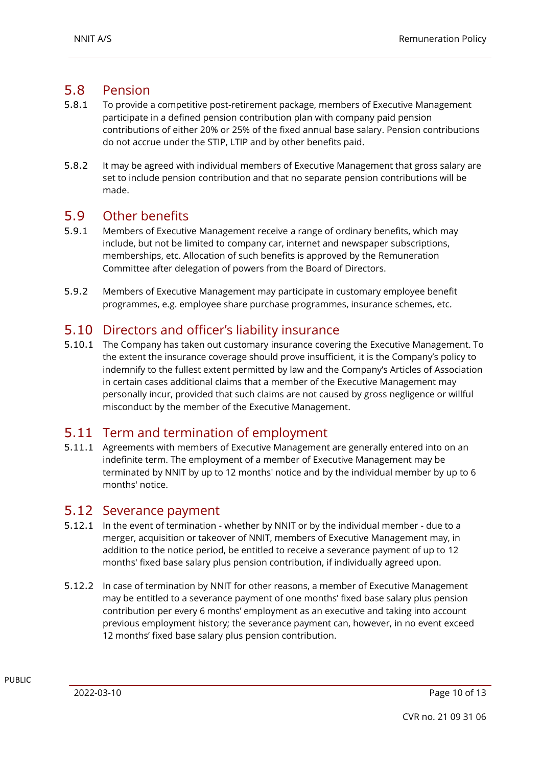## 5.8 Pension

5.8.1 To provide a competitive post-retirement package, members of Executive Management participate in a defined pension contribution plan with company paid pension contributions of either 20% or 25% of the fixed annual base salary. Pension contributions do not accrue under the STIP, LTIP and by other benefits paid.

5.8.2 It may be agreed with individual members of Executive Management that gross salary are set to include pension contribution and that no separate pension contributions will be made.

## 5.9 Other benefits

5.9.1 Members of Executive Management receive a range of ordinary benefits, which may include, but not be limited to company car, internet and newspaper subscriptions, memberships, etc. Allocation of such benefits is approved by the Remuneration Committee after delegation of powers from the Board of Directors.

5.9.2 Members of Executive Management may participate in customary employee benefit programmes, e.g. employee share purchase programmes, insurance schemes, etc.

## 5.10 Directors and officer's liability insurance

5.10.1 The Company has taken out customary insurance covering the Executive Management. To the extent the insurance coverage should prove insufficient, it is the Company's policy to indemnify to the fullest extent permitted by law and the Company's Articles of Association in certain cases additional claims that a member of the Executive Management may personally incur, provided that such claims are not caused by gross negligence or willful misconduct by the member of the Executive Management.

## 5.11 Term and termination of employment

5.11.1 Agreements with members of Executive Management are generally entered into on an indefinite term. The employment of a member of Executive Management may be terminated by NNIT by up to 12 months' notice and by the individual member by up to 6 months' notice.

## 5.12 Severance payment

5.12.1 In the event of termination - whether by NNIT or by the individual member - due to a merger, acquisition or takeover of NNIT, members of Executive Management may, in addition to the notice period, be entitled to receive a severance payment of up to 12 months' fixed base salary plus pension contribution, if individually agreed upon.

5.12.2 In case of termination by NNIT for other reasons, a member of Executive Management may be entitled to a severance payment of one months' fixed base salary plus pension contribution per every 6 months' employment as an executive and taking into account previous employment history; the severance payment can, however, in no event exceed 12 months' fixed base salary plus pension contribution.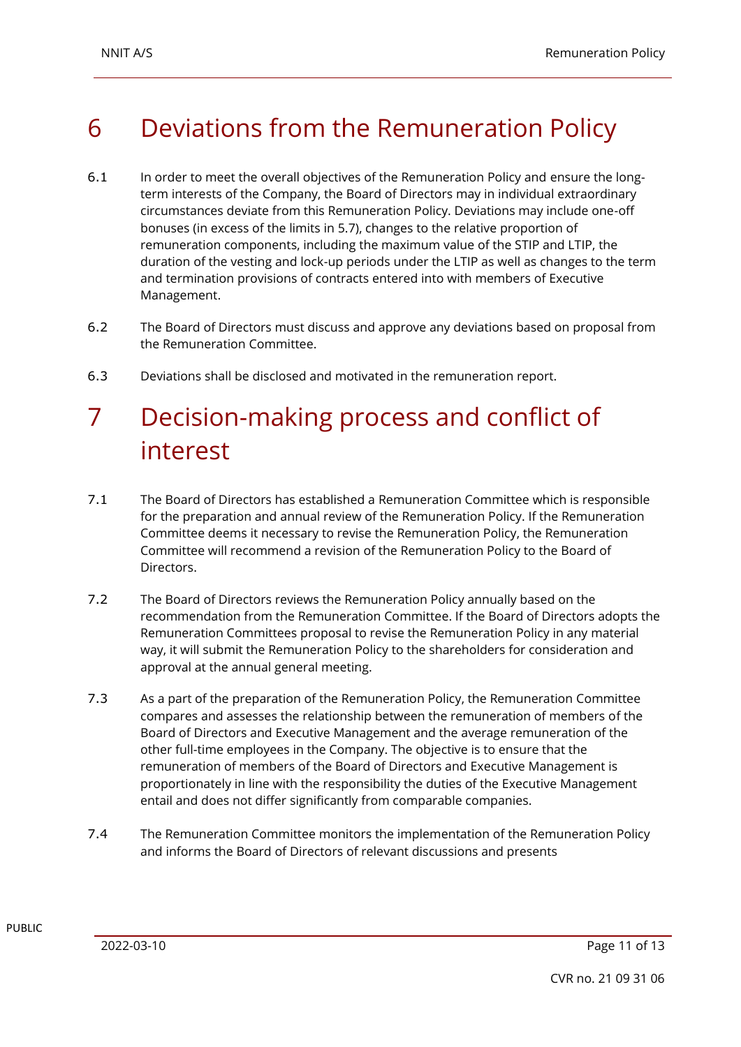# 6 Deviations from the Remuneration Policy

6.1 In order to meet the overall objectives of the Remuneration Policy and ensure the long-term interests of the Company, the Board of Directors may in individual extraordinary circumstances deviate from this Remuneration Policy. Deviations may include one-off bonuses (in excess of the limits in 5.7), changes to the relative proportion of remuneration components, including the maximum value of the STIP and LTIP, the duration of the vesting and lock-up periods under the LTIP as well as changes to the term and termination provisions of contracts entered into with members of Executive Management.

6.2 The Board of Directors must discuss and approve any deviations based on proposal from the Remuneration Committee.

6.3 Deviations shall be disclosed and motivated in the remuneration report.

# 7 Decision-making process and conflict of interest

7.1 The Board of Directors has established a Remuneration Committee which is responsible for the preparation and annual review of the Remuneration Policy. If the Remuneration Committee deems it necessary to revise the Remuneration Policy, the Remuneration Committee will recommend a revision of the Remuneration Policy to the Board of Directors.

7.2 The Board of Directors reviews the Remuneration Policy annually based on the recommendation from the Remuneration Committee. If the Board of Directors adopts the Remuneration Committees proposal to revise the Remuneration Policy in any material way, it will submit the Remuneration Policy to the shareholders for consideration and approval at the annual general meeting.

7.3 As a part of the preparation of the Remuneration Policy, the Remuneration Committee compares and assesses the relationship between the remuneration of members of the Board of Directors and Executive Management and the average remuneration of the other full-time employees in the Company. The objective is to ensure that the remuneration of members of the Board of Directors and Executive Management is proportionately in line with the responsibility the duties of the Executive Management entail and does not differ significantly from comparable companies.

7.4 The Remuneration Committee monitors the implementation of the Remuneration Policy and informs the Board of Directors of relevant discussions and presents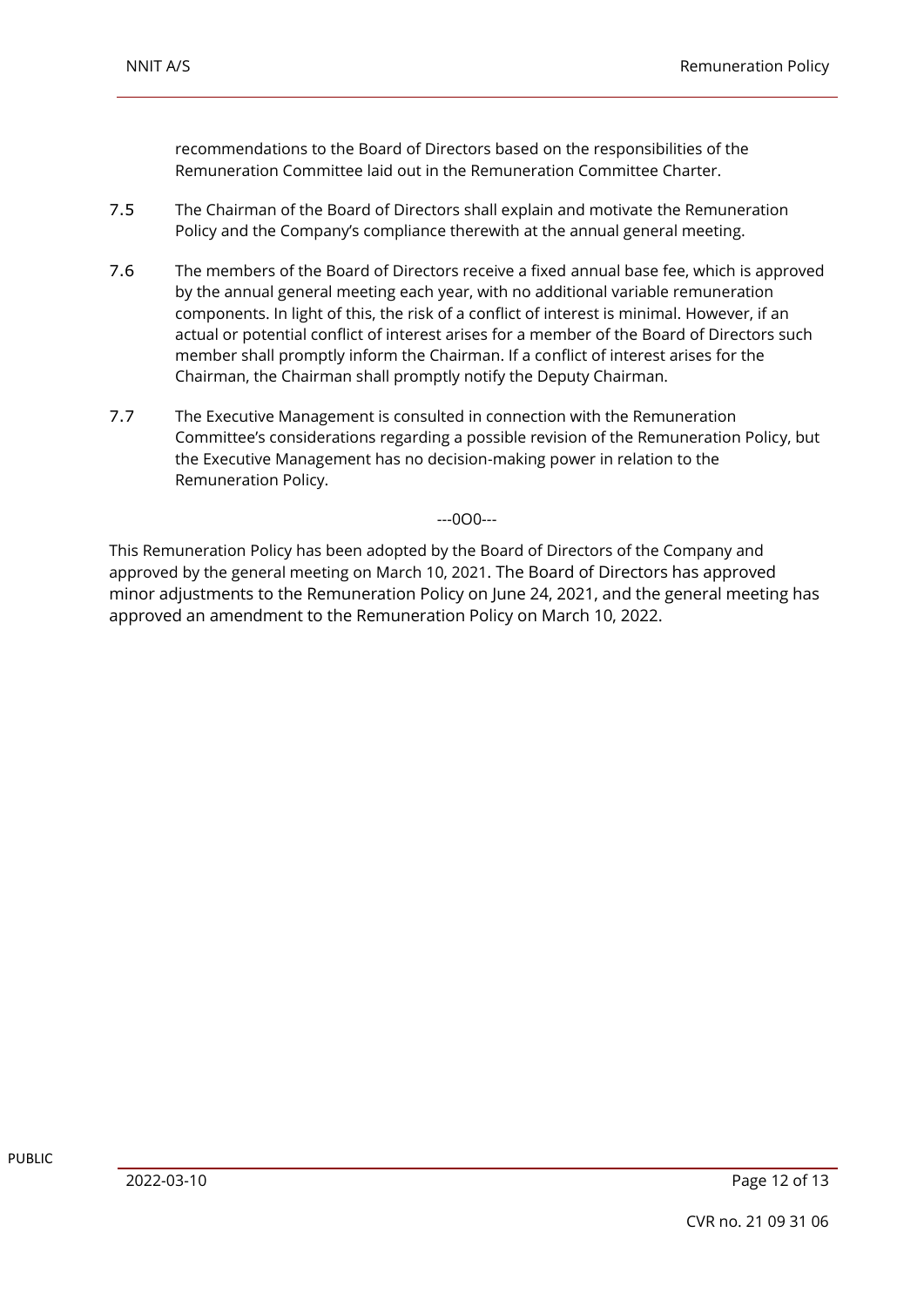recommendations to the Board of Directors based on the responsibilities of the Remuneration Committee laid out in the Remuneration Committee Charter.

7.5 The Chairman of the Board of Directors shall explain and motivate the Remuneration Policy and the Company's compliance therewith at the annual general meeting.

7.6 The members of the Board of Directors receive a fixed annual base fee, which is approved by the annual general meeting each year, with no additional variable remuneration components. In light of this, the risk of a conflict of interest is minimal. However, if an actual or potential conflict of interest arises for a member of the Board of Directors such member shall promptly inform the Chairman. If a conflict of interest arises for the Chairman, the Chairman shall promptly notify the Deputy Chairman.

7.7 The Executive Management is consulted in connection with the Remuneration Committee's considerations regarding a possible revision of the Remuneration Policy, but the Executive Management has no decision-making power in relation to the Remuneration Policy.

---0O0---

This Remuneration Policy has been adopted by the Board of Directors of the Company and approved by the general meeting on March 10, 2021. The Board of Directors has approved minor adjustments to the Remuneration Policy on June 24, 2021, and the general meeting has approved an amendment to the Remuneration Policy on March 10, 2022.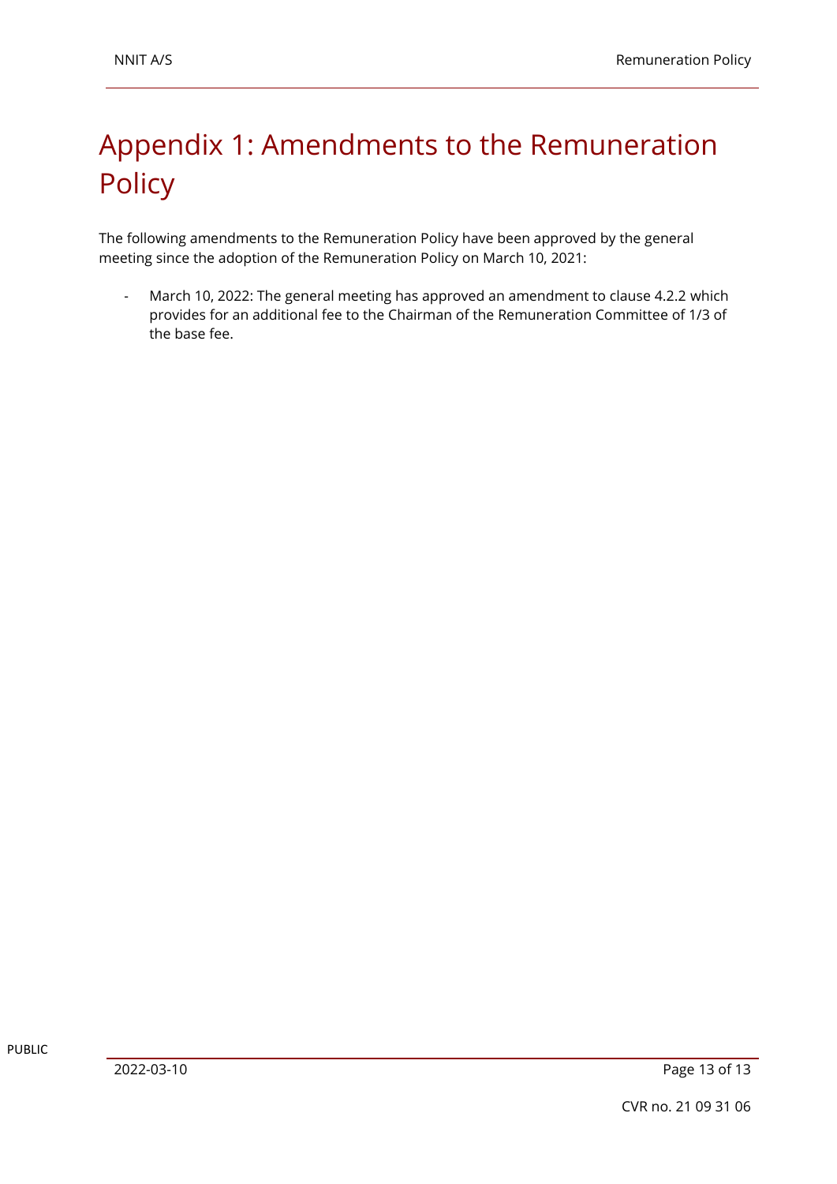# Appendix 1: Amendments to the Remuneration Policy

The following amendments to the Remuneration Policy have been approved by the general meeting since the adoption of the Remuneration Policy on March 10, 2021:

- March 10, 2022: The general meeting has approved an amendment to clause 4.2.2 which provides for an additional fee to the Chairman of the Remuneration Committee of 1/3 of the base fee.